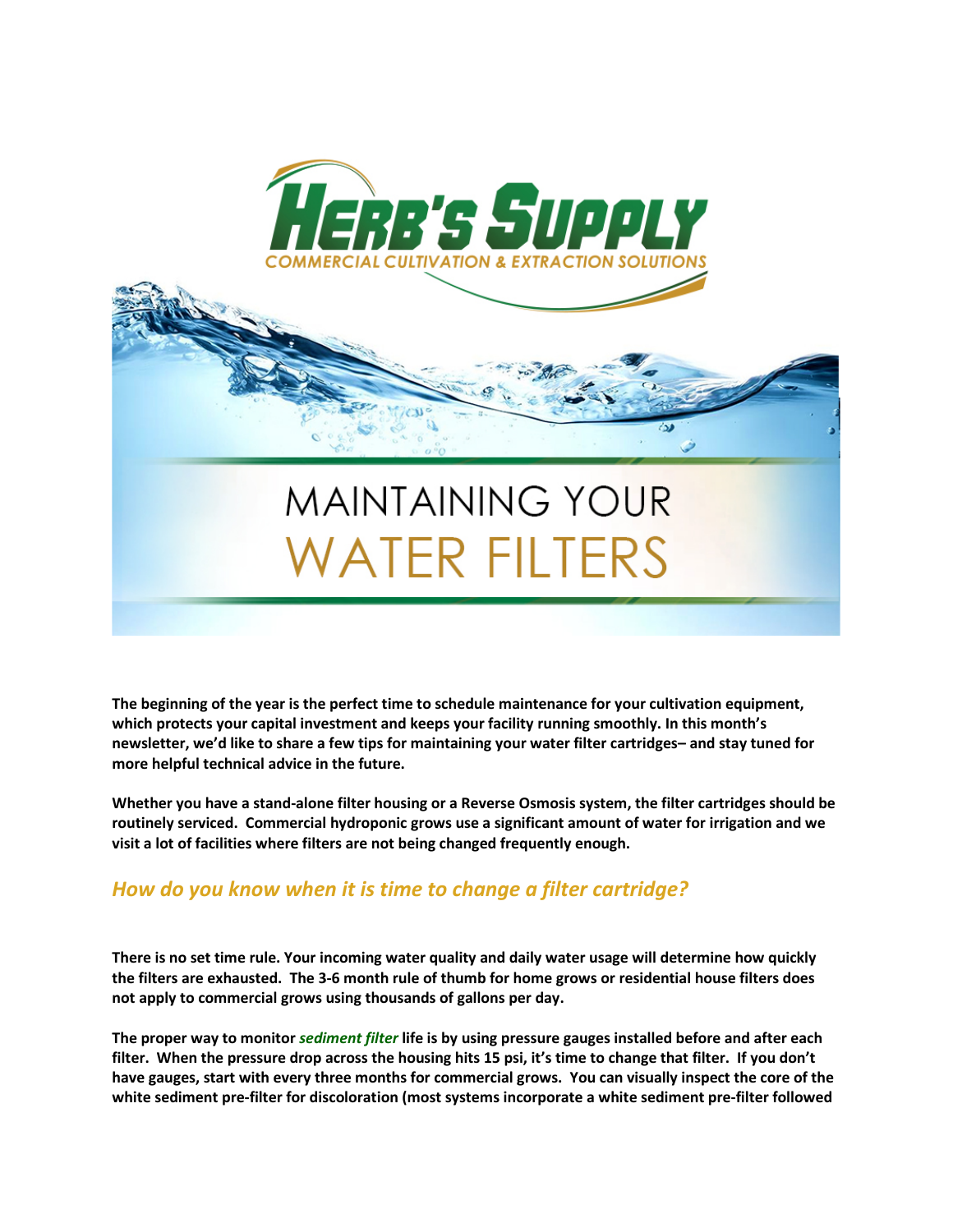# HERB'S SUPPLY

COMMERCIAL CULTIVATION & EXTRACTION SOLUTIONS

# MAINTAINING YOUR WATER FILTERS

**The beginning of the year is the perfect time to schedule maintenance for your cultivation equipment, which protects your capital investment and keeps your facility running smoothly. In this month's newsletter, we'd like to share a few tips for maintaining your water filter cartridges– and stay tuned for more helpful technical advice in the future.**

**Whether you have a stand-alone filter housing or a Reverse Osmosis system, the filter cartridges should be routinely serviced. Commercial hydroponic grows use a significant amount of water for irrigation and we visit a lot of facilities where filters are not being changed frequently enough.**

## *How do you know when it is time to change a filter cartridge?*

**There is no set time rule. Your incoming water quality and daily water usage will determine how quickly the filters are exhausted. The 3-6 month rule of thumb for home grows or residential house filters does not apply to commercial grows using thousands of gallons per day.**

**The proper way to monitor *sediment filter* life is by using pressure gauges installed before and after each filter. When the pressure drop across the housing hits 15 psi, it's time to change that filter. If you don't have gauges, start with every three months for commercial grows. You can visually inspect the core of the white sediment pre-filter for discoloration (most systems incorporate a white sediment pre-filter followed**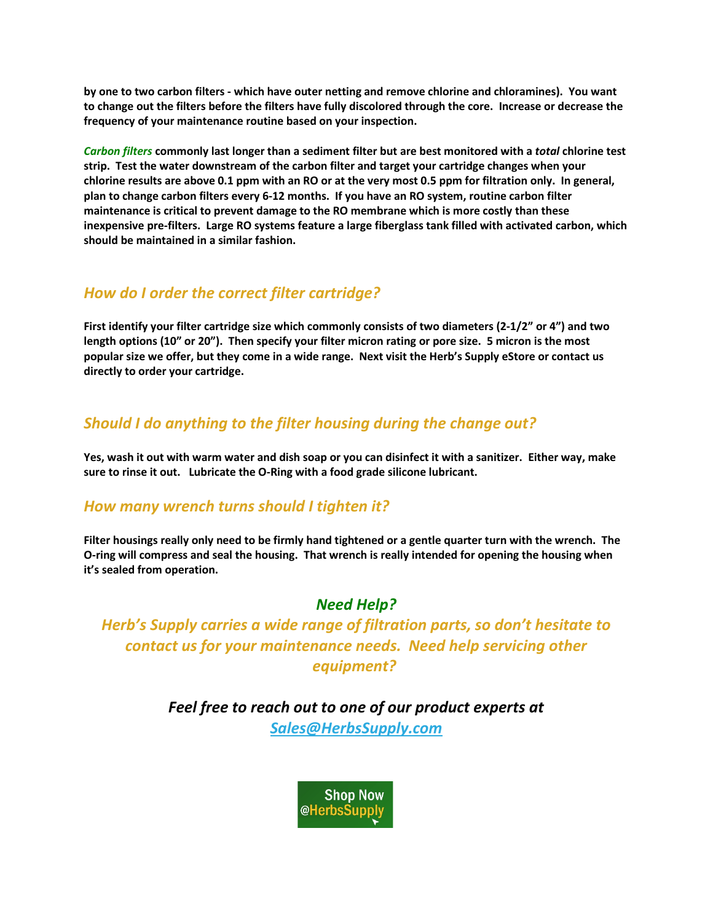**by one to two carbon filters - which have outer netting and remove chlorine and chloramines). You want to change out the filters before the filters have fully discolored through the core. Increase or decrease the frequency of your maintenance routine based on your inspection.**

***Carbon filters*** **commonly last longer than a sediment filter but are best monitored with a *total* chlorine test strip. Test the water downstream of the carbon filter and target your cartridge changes when your chlorine results are above 0.1 ppm with an RO or at the very most 0.5 ppm for filtration only. In general, plan to change carbon filters every 6-12 months. If you have an RO system, routine carbon filter maintenance is critical to prevent damage to the RO membrane which is more costly than these inexpensive pre-filters. Large RO systems feature a large fiberglass tank filled with activated carbon, which should be maintained in a similar fashion.**

## *How do I order the correct filter cartridge?*

**First identify your filter cartridge size which commonly consists of two diameters (2-1/2" or 4") and two length options (10" or 20"). Then specify your filter micron rating or pore size. 5 micron is the most popular size we offer, but they come in a wide range. Next visit the Herb's Supply eStore or contact us directly to order your cartridge.**

## *Should I do anything to the filter housing during the change out?*

**Yes, wash it out with warm water and dish soap or you can disinfect it with a sanitizer. Either way, make sure to rinse it out. Lubricate the O-Ring with a food grade silicone lubricant.**

## *How many wrench turns should I tighten it?*

**Filter housings really only need to be firmly hand tightened or a gentle quarter turn with the wrench. The O-ring will compress and seal the housing. That wrench is really intended for opening the housing when it's sealed from operation.**

## *Need Help?*

## *Herb's Supply carries a wide range of filtration parts, so don't hesitate to contact us for your maintenance needs. Need help servicing other equipment?*

### *Feel free to reach out to one of our product experts at [Sales@HerbsSupply.com](mailto:Sales@HerbsSupply.com)*

Shop Now
@HerbsSupply